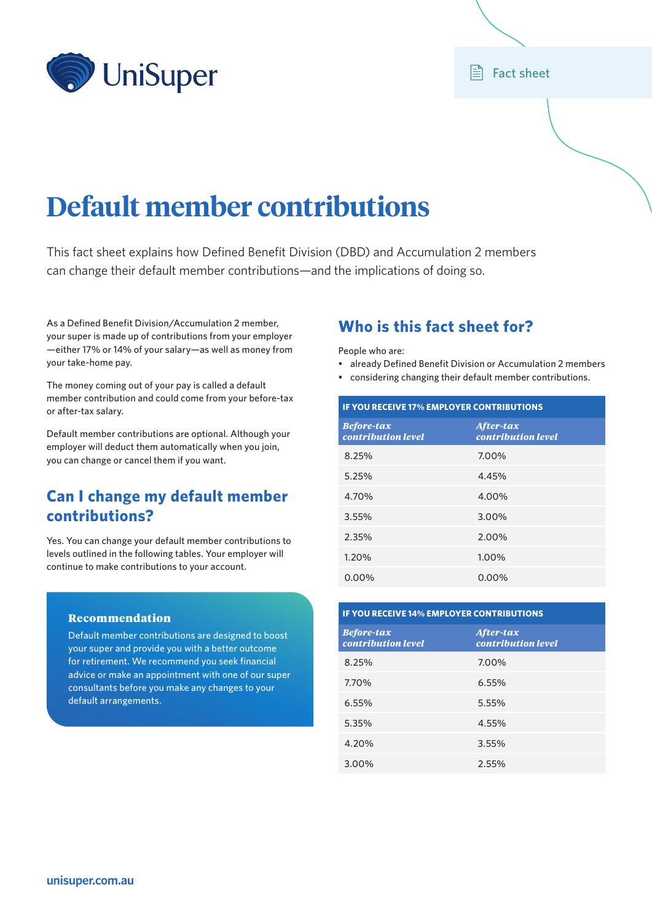# Default member contributions

This fact sheet explains how Defined Benefit Division (DBD) and Accumulation 2 members can change their default member contributions—and the implications of doing so.

As a Defined Benefit Division/Accumulation 2 member, your super is made up of contributions from your employer—either 17% or 14% of your salary—as well as money from your take-home pay.

The money coming out of your pay is called a default member contribution and could come from your before-tax or after-tax salary.

Default member contributions are optional. Although your employer will deduct them automatically when you join, you can change or cancel them if you want.

## Can I change my default member contributions?

Yes. You can change your default member contributions to levels outlined in the following tables. Your employer will continue to make contributions to your account.

> **Recommendation**
>
> Default member contributions are designed to boost your super and provide you with a better outcome for retirement. We recommend you seek financial advice or make an appointment with one of our super consultants before you make any changes to your default arrangements.

## Who is this fact sheet for?

People who are:

- already Defined Benefit Division or Accumulation 2 members
- considering changing their default member contributions.

**IF YOU RECEIVE 17% EMPLOYER CONTRIBUTIONS**

| *Before-tax contribution level* | *After-tax contribution level* |
|---|---|
| 8.25% | 7.00% |
| 5.25% | 4.45% |
| 4.70% | 4.00% |
| 3.55% | 3.00% |
| 2.35% | 2.00% |
| 1.20% | 1.00% |
| 0.00% | 0.00% |

**IF YOU RECEIVE 14% EMPLOYER CONTRIBUTIONS**

| *Before-tax contribution level* | *After-tax contribution level* |
|---|---|
| 8.25% | 7.00% |
| 7.70% | 6.55% |
| 6.55% | 5.55% |
| 5.35% | 4.55% |
| 4.20% | 3.55% |
| 3.00% | 2.55% |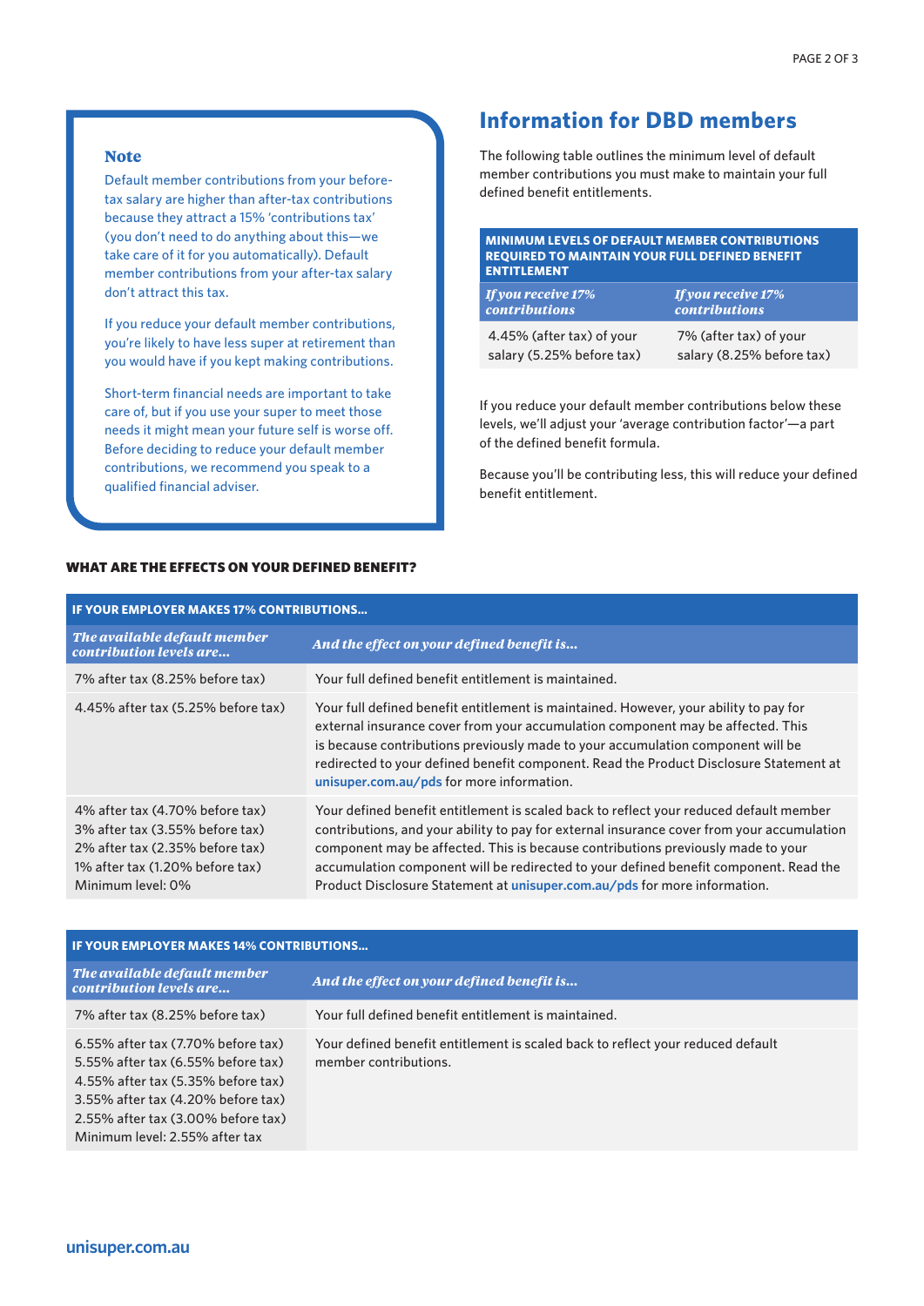### Note

Default member contributions from your before-tax salary are higher than after-tax contributions because they attract a 15% 'contributions tax' (you don't need to do anything about this—we take care of it for you automatically). Default member contributions from your after-tax salary don't attract this tax.

If you reduce your default member contributions, you're likely to have less super at retirement than you would have if you kept making contributions.

Short-term financial needs are important to take care of, but if you use your super to meet those needs it might mean your future self is worse off. Before deciding to reduce your default member contributions, we recommend you speak to a qualified financial adviser.

## Information for DBD members

The following table outlines the minimum level of default member contributions you must make to maintain your full defined benefit entitlements.

| MINIMUM LEVELS OF DEFAULT MEMBER CONTRIBUTIONS REQUIRED TO MAINTAIN YOUR FULL DEFINED BENEFIT ENTITLEMENT | |
|---|---|
| *If you receive 17% contributions* | *If you receive 17% contributions* |
| 4.45% (after tax) of your salary (5.25% before tax) | 7% (after tax) of your salary (8.25% before tax) |

If you reduce your default member contributions below these levels, we'll adjust your 'average contribution factor'—a part of the defined benefit formula.

Because you'll be contributing less, this will reduce your defined benefit entitlement.

### WHAT ARE THE EFFECTS ON YOUR DEFINED BENEFIT?

| IF YOUR EMPLOYER MAKES 17% CONTRIBUTIONS... | |
|---|---|
| *The available default member contribution levels are...* | *And the effect on your defined benefit is...* |
| 7% after tax (8.25% before tax) | Your full defined benefit entitlement is maintained. |
| 4.45% after tax (5.25% before tax) | Your full defined benefit entitlement is maintained. However, your ability to pay for external insurance cover from your accumulation component may be affected. This is because contributions previously made to your accumulation component will be redirected to your defined benefit component. Read the Product Disclosure Statement at **unisuper.com.au/pds** for more information. |
| 4% after tax (4.70% before tax)<br>3% after tax (3.55% before tax)<br>2% after tax (2.35% before tax)<br>1% after tax (1.20% before tax)<br>Minimum level: 0% | Your defined benefit entitlement is scaled back to reflect your reduced default member contributions, and your ability to pay for external insurance cover from your accumulation component may be affected. This is because contributions previously made to your accumulation component will be redirected to your defined benefit component. Read the Product Disclosure Statement at **unisuper.com.au/pds** for more information. |

| IF YOUR EMPLOYER MAKES 14% CONTRIBUTIONS... | |
|---|---|
| *The available default member contribution levels are...* | *And the effect on your defined benefit is...* |
| 7% after tax (8.25% before tax) | Your full defined benefit entitlement is maintained. |
| 6.55% after tax (7.70% before tax)<br>5.55% after tax (6.55% before tax)<br>4.55% after tax (5.35% before tax)<br>3.55% after tax (4.20% before tax)<br>2.55% after tax (3.00% before tax)<br>Minimum level: 2.55% after tax | Your defined benefit entitlement is scaled back to reflect your reduced default member contributions. |

**unisuper.com.au**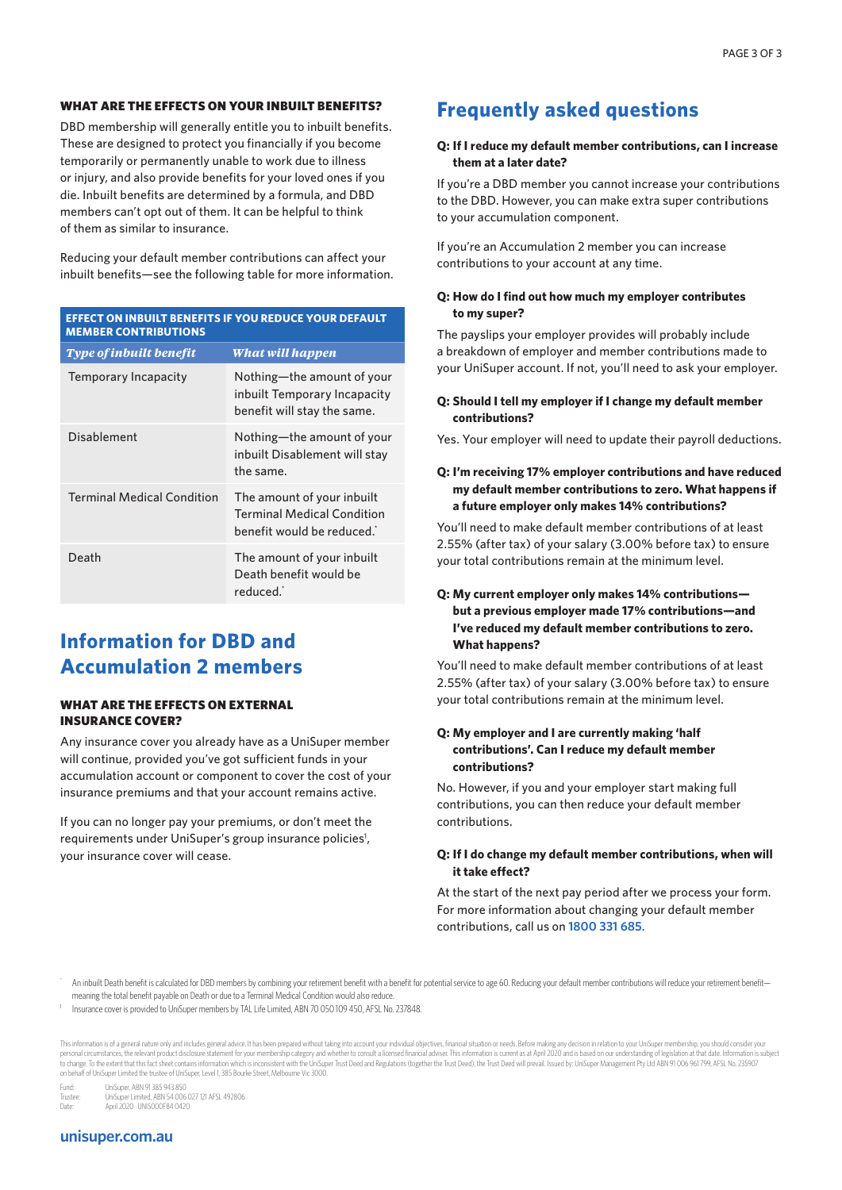### WHAT ARE THE EFFECTS ON YOUR INBUILT BENEFITS?

DBD membership will generally entitle you to inbuilt benefits. These are designed to protect you financially if you become temporarily or permanently unable to work due to illness or injury, and also provide benefits for your loved ones if you die. Inbuilt benefits are determined by a formula, and DBD members can't opt out of them. It can be helpful to think of them as similar to insurance.

Reducing your default member contributions can affect your inbuilt benefits—see the following table for more information.

**EFFECT ON INBUILT BENEFITS IF YOU REDUCE YOUR DEFAULT MEMBER CONTRIBUTIONS**

| *Type of inbuilt benefit* | *What will happen* |
|---|---|
| Temporary Incapacity | Nothing—the amount of your inbuilt Temporary Incapacity benefit will stay the same. |
| Disablement | Nothing—the amount of your inbuilt Disablement will stay the same. |
| Terminal Medical Condition | The amount of your inbuilt Terminal Medical Condition benefit would be reduced.* |
| Death | The amount of your inbuilt Death benefit would be reduced.* |

## Information for DBD and Accumulation 2 members

### WHAT ARE THE EFFECTS ON EXTERNAL INSURANCE COVER?

Any insurance cover you already have as a UniSuper member will continue, provided you've got sufficient funds in your accumulation account or component to cover the cost of your insurance premiums and that your account remains active.

If you can no longer pay your premiums, or don't meet the requirements under UniSuper's group insurance policies[†], your insurance cover will cease.

## Frequently asked questions

**Q: If I reduce my default member contributions, can I increase them at a later date?**

If you're a DBD member you cannot increase your contributions to the DBD. However, you can make extra super contributions to your accumulation component.

If you're an Accumulation 2 member you can increase contributions to your account at any time.

**Q: How do I find out how much my employer contributes to my super?**

The payslips your employer provides will probably include a breakdown of employer and member contributions made to your UniSuper account. If not, you'll need to ask your employer.

**Q: Should I tell my employer if I change my default member contributions?**

Yes. Your employer will need to update their payroll deductions.

**Q: I'm receiving 17% employer contributions and have reduced my default member contributions to zero. What happens if a future employer only makes 14% contributions?**

You'll need to make default member contributions of at least 2.55% (after tax) of your salary (3.00% before tax) to ensure your total contributions remain at the minimum level.

**Q: My current employer only makes 14% contributions—but a previous employer made 17% contributions—and I've reduced my default member contributions to zero. What happens?**

You'll need to make default member contributions of at least 2.55% (after tax) of your salary (3.00% before tax) to ensure your total contributions remain at the minimum level.

**Q: My employer and I are currently making 'half contributions'. Can I reduce my default member contributions?**

No. However, if you and your employer start making full contributions, you can then reduce your default member contributions.

**Q: If I do change my default member contributions, when will it take effect?**

At the start of the next pay period after we process your form. For more information about changing your default member contributions, call us on 1800 331 685.

\* An inbuilt Death benefit is calculated for DBD members by combining your retirement benefit with a benefit for potential service to age 60. Reducing your default member contributions will reduce your retirement benefit—meaning the total benefit payable on Death or due to a Terminal Medical Condition would also reduce.

† Insurance cover is provided to UniSuper members by TAL Life Limited, ABN 70 050 109 450, AFSL No. 237848.

This information is of a general nature only and includes general advice. It has been prepared without taking into account your individual objectives, financial situation or needs. Before making any decision in relation to your UniSuper membership, you should consider your personal circumstances, the relevant product disclosure statement for your membership category and whether to consult a licensed financial adviser. This information is current as at April 2020 and is based on our understanding of legislation at that date. Information is subject to change. To the extent that this fact sheet contains information which is inconsistent with the UniSuper Trust Deed and Regulations (together the Trust Deed), the Trust Deed will prevail. Issued by: UniSuper Management Pty Ltd ABN 91 006 961 799, AFSL No. 235907 on behalf of UniSuper Limited the trustee of UniSuper, Level 1, 385 Bourke Street, Melbourne Vic 3000.

Fund: UniSuper, ABN 91 385 943 850
Trustee: UniSuper Limited, ABN 54 006 027 121 AFSL 492806
Date: April 2020 UNIS000F84 0420

unisuper.com.au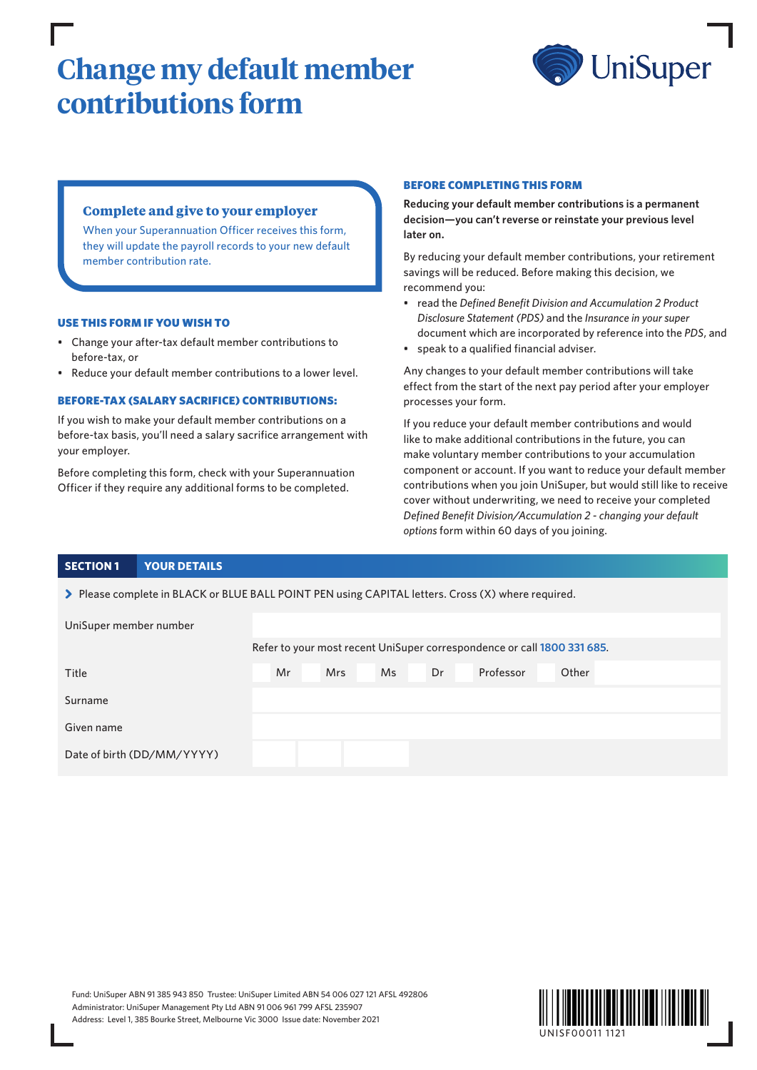# Change my default member contributions form

UniSuper

### Complete and give to your employer

When your Superannuation Officer receives this form, they will update the payroll records to your new default member contribution rate.

### USE THIS FORM IF YOU WISH TO

- Change your after-tax default member contributions to before-tax, or
- Reduce your default member contributions to a lower level.

### BEFORE-TAX (SALARY SACRIFICE) CONTRIBUTIONS:

If you wish to make your default member contributions on a before-tax basis, you'll need a salary sacrifice arrangement with your employer.

Before completing this form, check with your Superannuation Officer if they require any additional forms to be completed.

### BEFORE COMPLETING THIS FORM

**Reducing your default member contributions is a permanent decision—you can't reverse or reinstate your previous level later on.**

By reducing your default member contributions, your retirement savings will be reduced. Before making this decision, we recommend you:

- read the *Defined Benefit Division and Accumulation 2 Product Disclosure Statement (PDS)* and the *Insurance in your super* document which are incorporated by reference into the *PDS*, and
- speak to a qualified financial adviser.

Any changes to your default member contributions will take effect from the start of the next pay period after your employer processes your form.

If you reduce your default member contributions and would like to make additional contributions in the future, you can make voluntary member contributions to your accumulation component or account. If you want to reduce your default member contributions when you join UniSuper, but would still like to receive cover without underwriting, we need to receive your completed *Defined Benefit Division/Accumulation 2 - changing your default options* form within 60 days of you joining.

## SECTION 1 YOUR DETAILS

› Please complete in BLACK or BLUE BALL POINT PEN using CAPITAL letters. Cross (X) where required.

UniSuper member number

Refer to your most recent UniSuper correspondence or call 1800 331 685.

Title: Mr / Mrs / Ms / Dr / Professor / Other

Surname

Given name

Date of birth (DD/MM/YYYY)

Fund: UniSuper ABN 91 385 943 850 Trustee: UniSuper Limited ABN 54 006 027 121 AFSL 492806
Administrator: UniSuper Management Pty Ltd ABN 91 006 961 799 AFSL 235907
Address: Level 1, 385 Bourke Street, Melbourne Vic 3000 Issue date: November 2021

UNISF00011 1121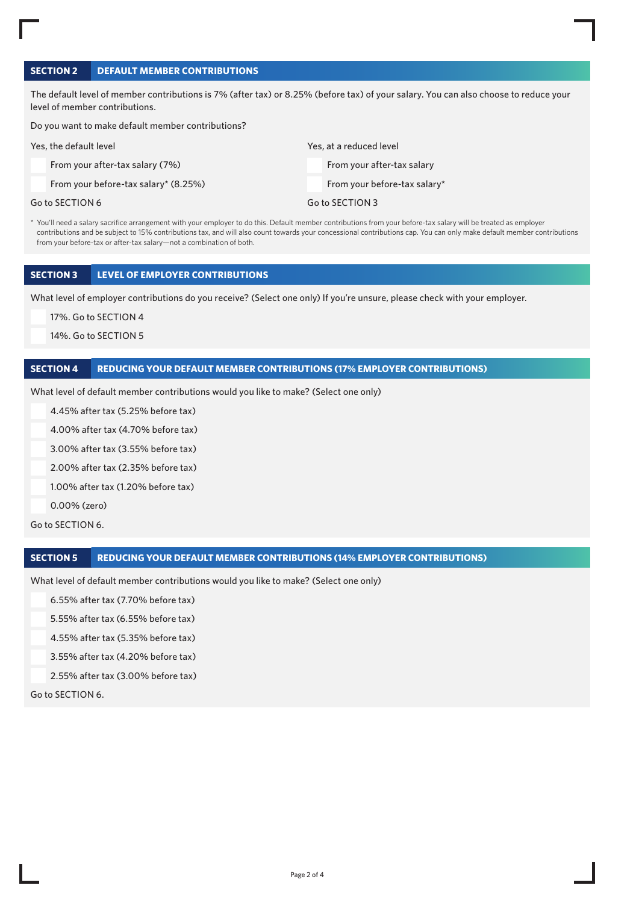## SECTION 2 DEFAULT MEMBER CONTRIBUTIONS

The default level of member contributions is 7% (after tax) or 8.25% (before tax) of your salary. You can also choose to reduce your level of member contributions.

Do you want to make default member contributions?

Yes, the default level

- ☐ From your after-tax salary (7%)
- ☐ From your before-tax salary* (8.25%)

Go to SECTION 6

Yes, at a reduced level

- ☐ From your after-tax salary
- ☐ From your before-tax salary*

Go to SECTION 3

\* You'll need a salary sacrifice arrangement with your employer to do this. Default member contributions from your before-tax salary will be treated as employer contributions and be subject to 15% contributions tax, and will also count towards your concessional contributions cap. You can only make default member contributions from your before-tax or after-tax salary—not a combination of both.

## SECTION 3 LEVEL OF EMPLOYER CONTRIBUTIONS

What level of employer contributions do you receive? (Select one only) If you're unsure, please check with your employer.

- ☐ 17%. Go to SECTION 4
- ☐ 14%. Go to SECTION 5

## SECTION 4 REDUCING YOUR DEFAULT MEMBER CONTRIBUTIONS (17% EMPLOYER CONTRIBUTIONS)

What level of default member contributions would you like to make? (Select one only)

- ☐ 4.45% after tax (5.25% before tax)
- ☐ 4.00% after tax (4.70% before tax)
- ☐ 3.00% after tax (3.55% before tax)
- ☐ 2.00% after tax (2.35% before tax)
- ☐ 1.00% after tax (1.20% before tax)
- ☐ 0.00% (zero)

Go to SECTION 6.

## SECTION 5 REDUCING YOUR DEFAULT MEMBER CONTRIBUTIONS (14% EMPLOYER CONTRIBUTIONS)

What level of default member contributions would you like to make? (Select one only)

- ☐ 6.55% after tax (7.70% before tax)
- ☐ 5.55% after tax (6.55% before tax)
- ☐ 4.55% after tax (5.35% before tax)
- ☐ 3.55% after tax (4.20% before tax)
- ☐ 2.55% after tax (3.00% before tax)

Go to SECTION 6.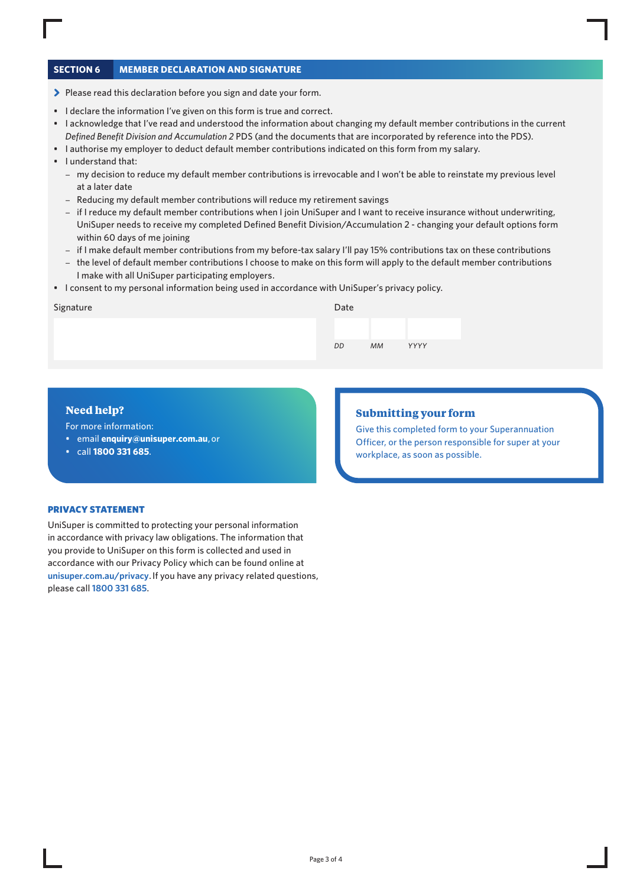## SECTION 6 MEMBER DECLARATION AND SIGNATURE

> Please read this declaration before you sign and date your form.

- I declare the information I've given on this form is true and correct.
- I acknowledge that I've read and understood the information about changing my default member contributions in the current *Defined Benefit Division and Accumulation 2* PDS (and the documents that are incorporated by reference into the PDS).
- I authorise my employer to deduct default member contributions indicated on this form from my salary.
- I understand that:
  - my decision to reduce my default member contributions is irrevocable and I won't be able to reinstate my previous level at a later date
  - Reducing my default member contributions will reduce my retirement savings
  - if I reduce my default member contributions when I join UniSuper and I want to receive insurance without underwriting, UniSuper needs to receive my completed Defined Benefit Division/Accumulation 2 - changing your default options form within 60 days of me joining
  - if I make default member contributions from my before-tax salary I'll pay 15% contributions tax on these contributions
  - the level of default member contributions I choose to make on this form will apply to the default member contributions I make with all UniSuper participating employers.
- I consent to my personal information being used in accordance with UniSuper's privacy policy.

Signature

Date

DD MM YYYY

### Need help?

For more information:

- email **enquiry@unisuper.com.au**, or
- call **1800 331 685**.

### Submitting your form

Give this completed form to your Superannuation Officer, or the person responsible for super at your workplace, as soon as possible.

### PRIVACY STATEMENT

UniSuper is committed to protecting your personal information in accordance with privacy law obligations. The information that you provide to UniSuper on this form is collected and used in accordance with our Privacy Policy which can be found online at **unisuper.com.au/privacy**. If you have any privacy related questions, please call 1800 331 685.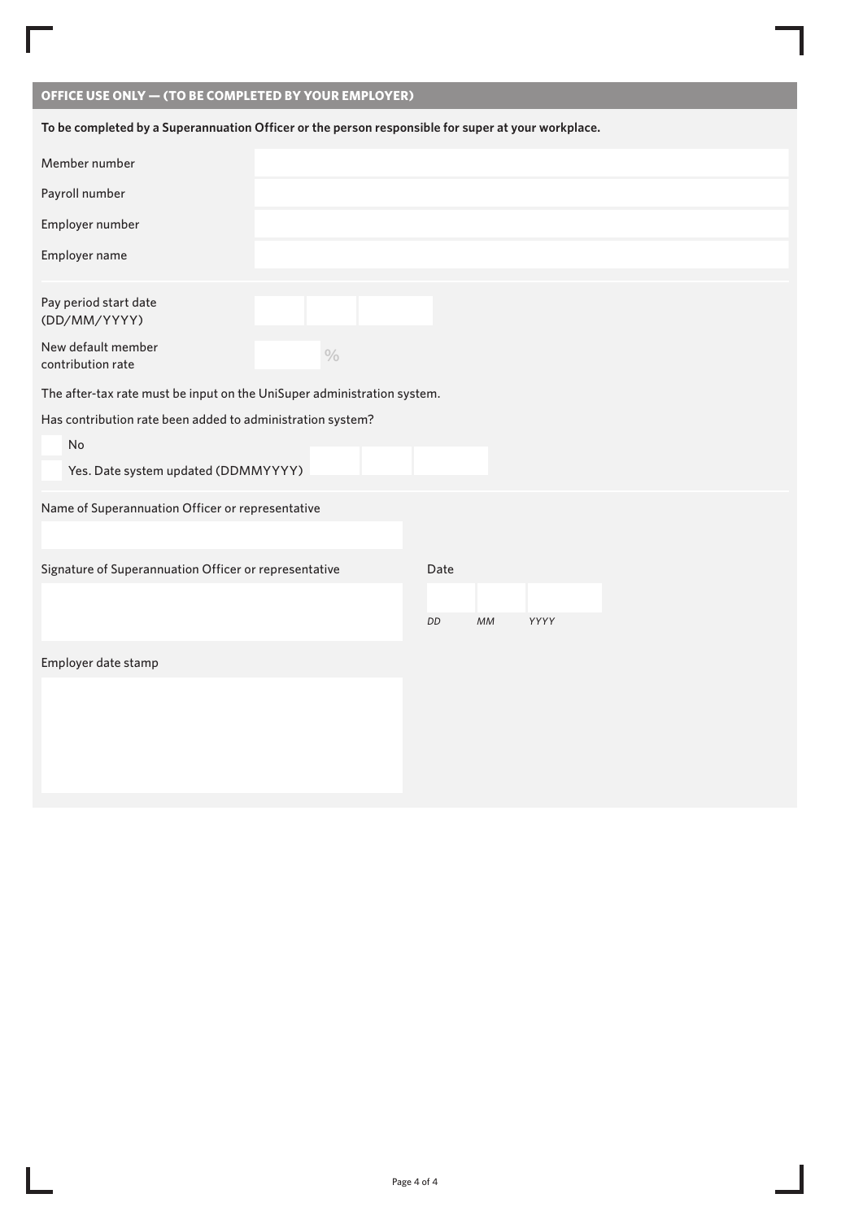## OFFICE USE ONLY — (TO BE COMPLETED BY YOUR EMPLOYER)

**To be completed by a Superannuation Officer or the person responsible for super at your workplace.**

| | |
|---|---|
| Member number | |
| Payroll number | |
| Employer number | |
| Employer name | |

Pay period start date (DD/MM/YYYY)

New default member contribution rate %

The after-tax rate must be input on the UniSuper administration system.

Has contribution rate been added to administration system?

- No
- Yes. Date system updated (DDMMYYYY)

Name of Superannuation Officer or representative

Signature of Superannuation Officer or representative

Date

DD MM YYYY

Employer date stamp